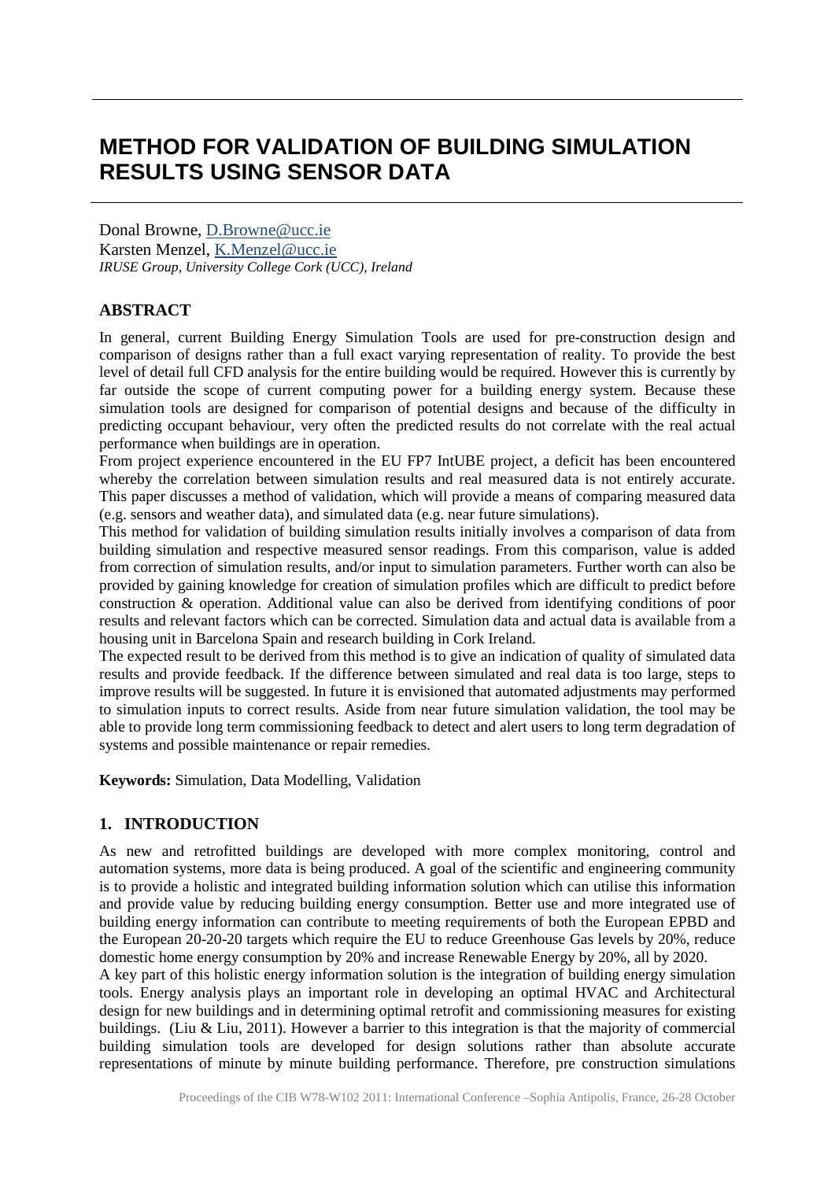# METHOD FOR VALIDATION OF BUILDING SIMULATION RESULTS USING SENSOR DATA

Donal Browne, D.Browne@ucc.ie
Karsten Menzel, K.Menzel@ucc.ie
*IRUSE Group, University College Cork (UCC), Ireland*

## ABSTRACT

In general, current Building Energy Simulation Tools are used for pre-construction design and comparison of designs rather than a full exact varying representation of reality. To provide the best level of detail full CFD analysis for the entire building would be required. However this is currently by far outside the scope of current computing power for a building energy system. Because these simulation tools are designed for comparison of potential designs and because of the difficulty in predicting occupant behaviour, very often the predicted results do not correlate with the real actual performance when buildings are in operation.

From project experience encountered in the EU FP7 IntUBE project, a deficit has been encountered whereby the correlation between simulation results and real measured data is not entirely accurate. This paper discusses a method of validation, which will provide a means of comparing measured data (e.g. sensors and weather data), and simulated data (e.g. near future simulations).

This method for validation of building simulation results initially involves a comparison of data from building simulation and respective measured sensor readings. From this comparison, value is added from correction of simulation results, and/or input to simulation parameters. Further worth can also be provided by gaining knowledge for creation of simulation profiles which are difficult to predict before construction & operation. Additional value can also be derived from identifying conditions of poor results and relevant factors which can be corrected. Simulation data and actual data is available from a housing unit in Barcelona Spain and research building in Cork Ireland.

The expected result to be derived from this method is to give an indication of quality of simulated data results and provide feedback. If the difference between simulated and real data is too large, steps to improve results will be suggested. In future it is envisioned that automated adjustments may performed to simulation inputs to correct results. Aside from near future simulation validation, the tool may be able to provide long term commissioning feedback to detect and alert users to long term degradation of systems and possible maintenance or repair remedies.

**Keywords:** Simulation, Data Modelling, Validation

## 1. INTRODUCTION

As new and retrofitted buildings are developed with more complex monitoring, control and automation systems, more data is being produced. A goal of the scientific and engineering community is to provide a holistic and integrated building information solution which can utilise this information and provide value by reducing building energy consumption. Better use and more integrated use of building energy information can contribute to meeting requirements of both the European EPBD and the European 20-20-20 targets which require the EU to reduce Greenhouse Gas levels by 20%, reduce domestic home energy consumption by 20% and increase Renewable Energy by 20%, all by 2020.

A key part of this holistic energy information solution is the integration of building energy simulation tools. Energy analysis plays an important role in developing an optimal HVAC and Architectural design for new buildings and in determining optimal retrofit and commissioning measures for existing buildings. (Liu & Liu, 2011). However a barrier to this integration is that the majority of commercial building simulation tools are developed for design solutions rather than absolute accurate representations of minute by minute building performance. Therefore, pre construction simulations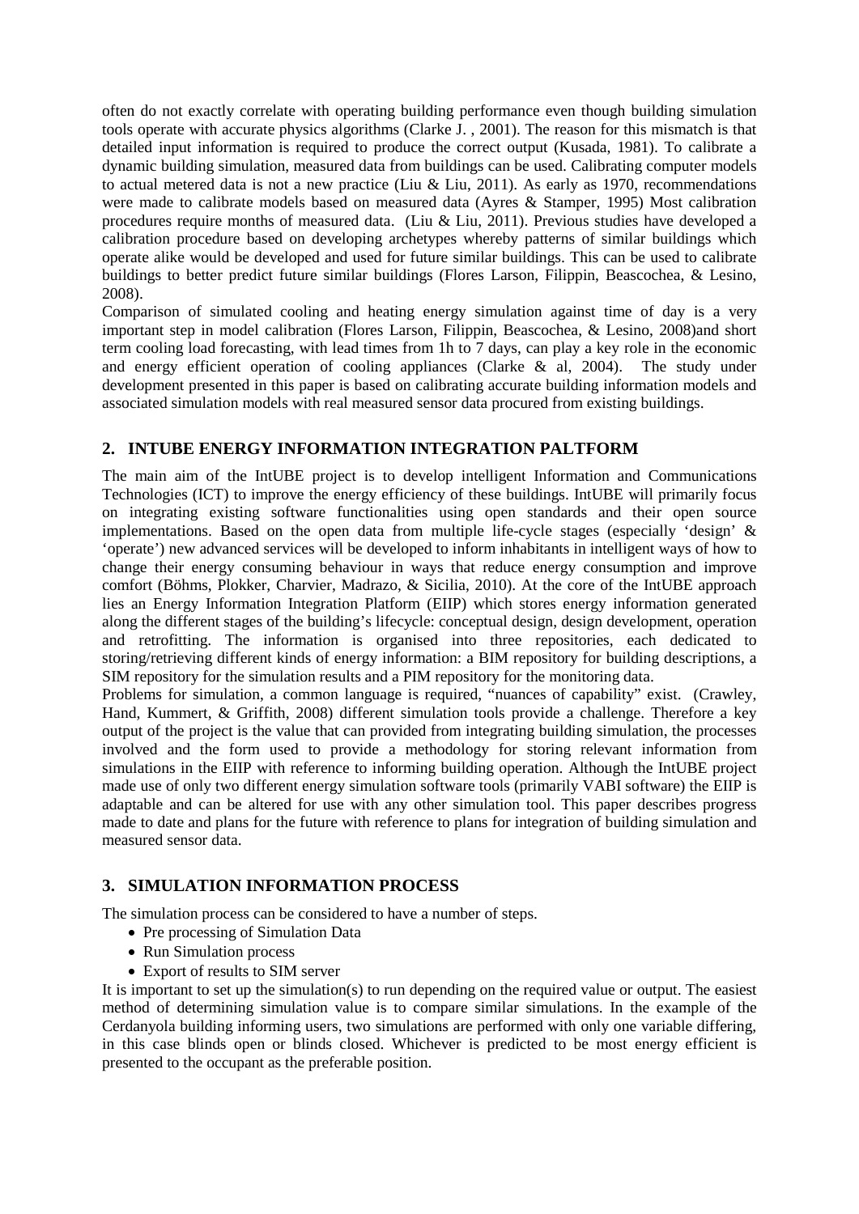often do not exactly correlate with operating building performance even though building simulation tools operate with accurate physics algorithms (Clarke J. , 2001). The reason for this mismatch is that detailed input information is required to produce the correct output (Kusada, 1981). To calibrate a dynamic building simulation, measured data from buildings can be used. Calibrating computer models to actual metered data is not a new practice (Liu & Liu, 2011). As early as 1970, recommendations were made to calibrate models based on measured data (Ayres & Stamper, 1995) Most calibration procedures require months of measured data. (Liu & Liu, 2011). Previous studies have developed a calibration procedure based on developing archetypes whereby patterns of similar buildings which operate alike would be developed and used for future similar buildings. This can be used to calibrate buildings to better predict future similar buildings (Flores Larson, Filippin, Beascochea, & Lesino, 2008).

Comparison of simulated cooling and heating energy simulation against time of day is a very important step in model calibration (Flores Larson, Filippin, Beascochea, & Lesino, 2008)and short term cooling load forecasting, with lead times from 1h to 7 days, can play a key role in the economic and energy efficient operation of cooling appliances (Clarke & al, 2004). The study under development presented in this paper is based on calibrating accurate building information models and associated simulation models with real measured sensor data procured from existing buildings.

## 2. INTUBE ENERGY INFORMATION INTEGRATION PALTFORM

The main aim of the IntUBE project is to develop intelligent Information and Communications Technologies (ICT) to improve the energy efficiency of these buildings. IntUBE will primarily focus on integrating existing software functionalities using open standards and their open source implementations. Based on the open data from multiple life-cycle stages (especially 'design' & 'operate') new advanced services will be developed to inform inhabitants in intelligent ways of how to change their energy consuming behaviour in ways that reduce energy consumption and improve comfort (Böhms, Plokker, Charvier, Madrazo, & Sicilia, 2010). At the core of the IntUBE approach lies an Energy Information Integration Platform (EIIP) which stores energy information generated along the different stages of the building's lifecycle: conceptual design, design development, operation and retrofitting. The information is organised into three repositories, each dedicated to storing/retrieving different kinds of energy information: a BIM repository for building descriptions, a SIM repository for the simulation results and a PIM repository for the monitoring data.

Problems for simulation, a common language is required, "nuances of capability" exist. (Crawley, Hand, Kummert, & Griffith, 2008) different simulation tools provide a challenge. Therefore a key output of the project is the value that can provided from integrating building simulation, the processes involved and the form used to provide a methodology for storing relevant information from simulations in the EIIP with reference to informing building operation. Although the IntUBE project made use of only two different energy simulation software tools (primarily VABI software) the EIIP is adaptable and can be altered for use with any other simulation tool. This paper describes progress made to date and plans for the future with reference to plans for integration of building simulation and measured sensor data.

## 3. SIMULATION INFORMATION PROCESS

The simulation process can be considered to have a number of steps.

- Pre processing of Simulation Data
- Run Simulation process
- Export of results to SIM server

It is important to set up the simulation(s) to run depending on the required value or output. The easiest method of determining simulation value is to compare similar simulations. In the example of the Cerdanyola building informing users, two simulations are performed with only one variable differing, in this case blinds open or blinds closed. Whichever is predicted to be most energy efficient is presented to the occupant as the preferable position.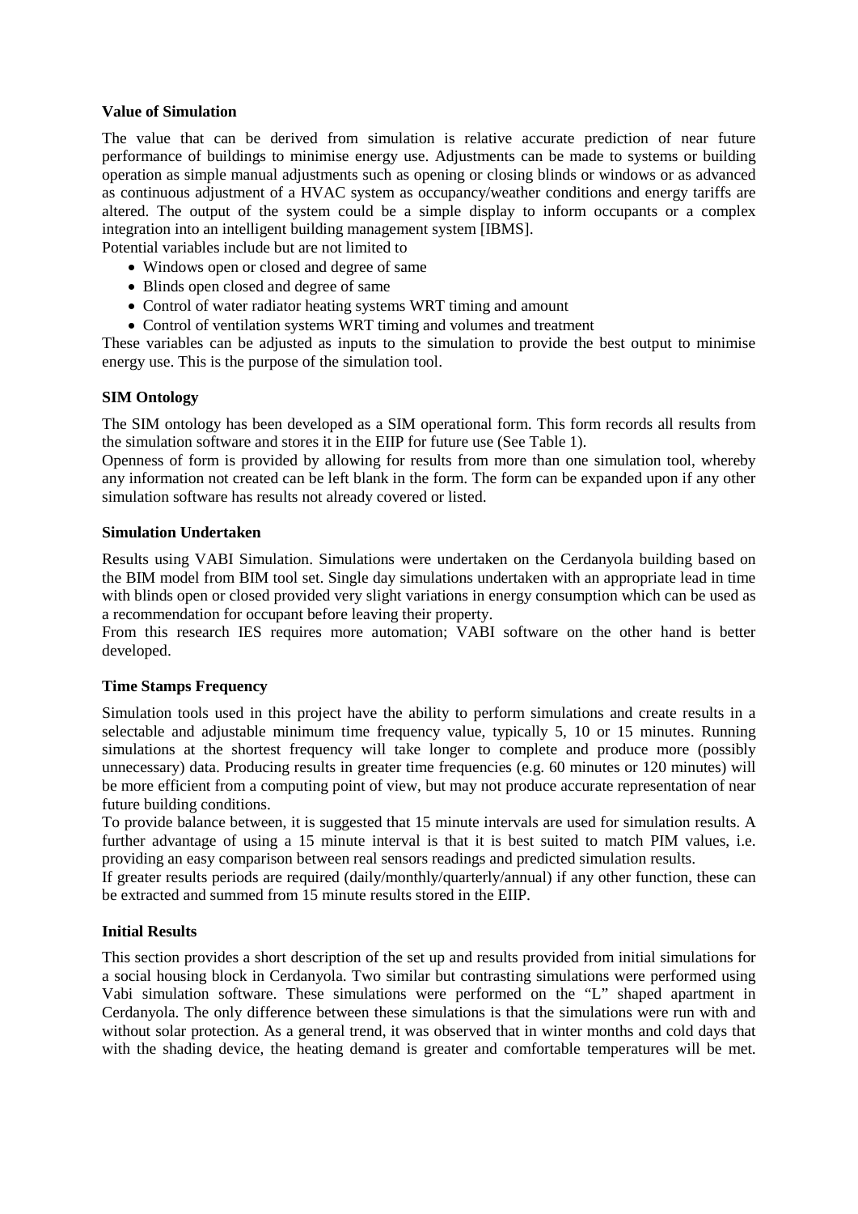**Value of Simulation**

The value that can be derived from simulation is relative accurate prediction of near future performance of buildings to minimise energy use. Adjustments can be made to systems or building operation as simple manual adjustments such as opening or closing blinds or windows or as advanced as continuous adjustment of a HVAC system as occupancy/weather conditions and energy tariffs are altered. The output of the system could be a simple display to inform occupants or a complex integration into an intelligent building management system [IBMS].

Potential variables include but are not limited to

- Windows open or closed and degree of same
- Blinds open closed and degree of same
- Control of water radiator heating systems WRT timing and amount
- Control of ventilation systems WRT timing and volumes and treatment

These variables can be adjusted as inputs to the simulation to provide the best output to minimise energy use. This is the purpose of the simulation tool.

**SIM Ontology**

The SIM ontology has been developed as a SIM operational form. This form records all results from the simulation software and stores it in the EIIP for future use (See Table 1).

Openness of form is provided by allowing for results from more than one simulation tool, whereby any information not created can be left blank in the form. The form can be expanded upon if any other simulation software has results not already covered or listed.

**Simulation Undertaken**

Results using VABI Simulation. Simulations were undertaken on the Cerdanyola building based on the BIM model from BIM tool set. Single day simulations undertaken with an appropriate lead in time with blinds open or closed provided very slight variations in energy consumption which can be used as a recommendation for occupant before leaving their property.

From this research IES requires more automation; VABI software on the other hand is better developed.

**Time Stamps Frequency**

Simulation tools used in this project have the ability to perform simulations and create results in a selectable and adjustable minimum time frequency value, typically 5, 10 or 15 minutes. Running simulations at the shortest frequency will take longer to complete and produce more (possibly unnecessary) data. Producing results in greater time frequencies (e.g. 60 minutes or 120 minutes) will be more efficient from a computing point of view, but may not produce accurate representation of near future building conditions.

To provide balance between, it is suggested that 15 minute intervals are used for simulation results. A further advantage of using a 15 minute interval is that it is best suited to match PIM values, i.e. providing an easy comparison between real sensors readings and predicted simulation results.

If greater results periods are required (daily/monthly/quarterly/annual) if any other function, these can be extracted and summed from 15 minute results stored in the EIIP.

**Initial Results**

This section provides a short description of the set up and results provided from initial simulations for a social housing block in Cerdanyola. Two similar but contrasting simulations were performed using Vabi simulation software. These simulations were performed on the "L" shaped apartment in Cerdanyola. The only difference between these simulations is that the simulations were run with and without solar protection. As a general trend, it was observed that in winter months and cold days that with the shading device, the heating demand is greater and comfortable temperatures will be met.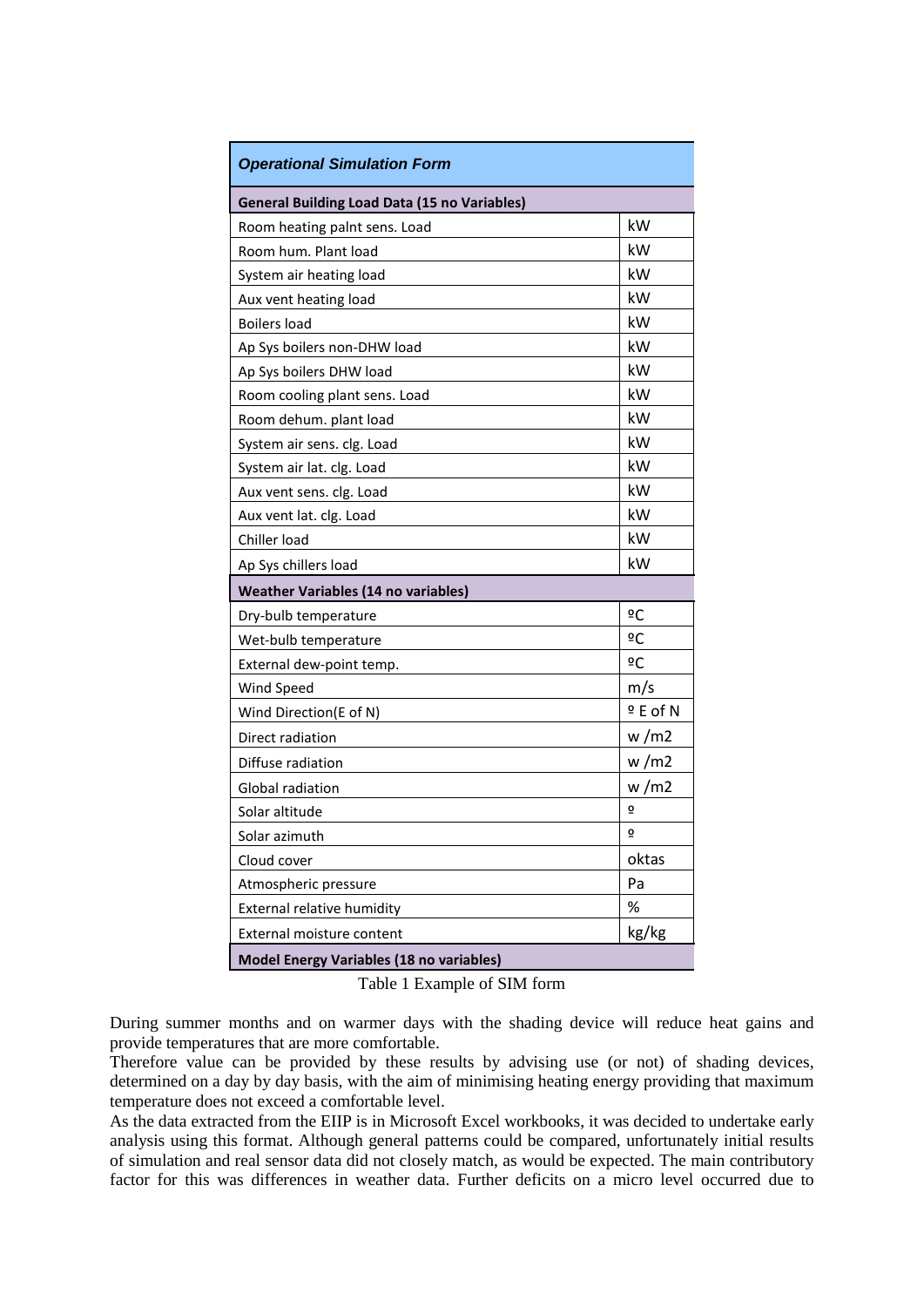| Operational Simulation Form | |
|---|---|
| **General Building Load Data (15 no Variables)** | |
| Room heating palnt sens. Load | kW |
| Room hum. Plant load | kW |
| System air heating load | kW |
| Aux vent heating load | kW |
| Boilers load | kW |
| Ap Sys boilers non-DHW load | kW |
| Ap Sys boilers DHW load | kW |
| Room cooling plant sens. Load | kW |
| Room dehum. plant load | kW |
| System air sens. clg. Load | kW |
| System air lat. clg. Load | kW |
| Aux vent sens. clg. Load | kW |
| Aux vent lat. clg. Load | kW |
| Chiller load | kW |
| Ap Sys chillers load | kW |
| **Weather Variables (14 no variables)** | |
| Dry-bulb temperature | ºC |
| Wet-bulb temperature | ºC |
| External dew-point temp. | ºC |
| Wind Speed | m/s |
| Wind Direction(E of N) | º E of N |
| Direct radiation | w /m2 |
| Diffuse radiation | w /m2 |
| Global radiation | w /m2 |
| Solar altitude | º |
| Solar azimuth | º |
| Cloud cover | oktas |
| Atmospheric pressure | Pa |
| External relative humidity | % |
| External moisture content | kg/kg |
| **Model Energy Variables (18 no variables)** | |

Table 1 Example of SIM form

During summer months and on warmer days with the shading device will reduce heat gains and provide temperatures that are more comfortable.

Therefore value can be provided by these results by advising use (or not) of shading devices, determined on a day by day basis, with the aim of minimising heating energy providing that maximum temperature does not exceed a comfortable level.

As the data extracted from the EIIP is in Microsoft Excel workbooks, it was decided to undertake early analysis using this format. Although general patterns could be compared, unfortunately initial results of simulation and real sensor data did not closely match, as would be expected. The main contributory factor for this was differences in weather data. Further deficits on a micro level occurred due to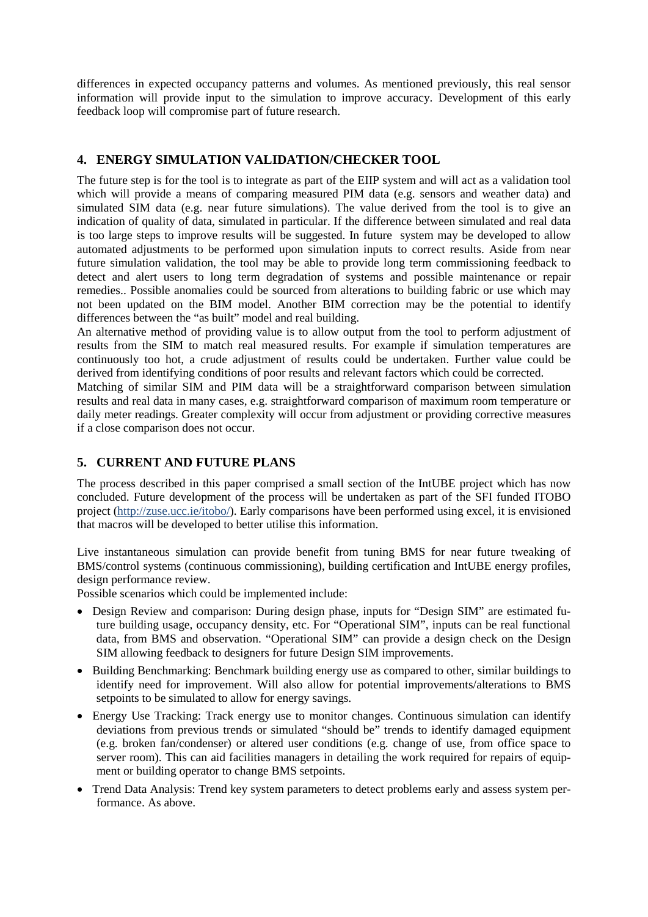differences in expected occupancy patterns and volumes. As mentioned previously, this real sensor information will provide input to the simulation to improve accuracy. Development of this early feedback loop will compromise part of future research.

## 4. ENERGY SIMULATION VALIDATION/CHECKER TOOL

The future step is for the tool is to integrate as part of the EIIP system and will act as a validation tool which will provide a means of comparing measured PIM data (e.g. sensors and weather data) and simulated SIM data (e.g. near future simulations). The value derived from the tool is to give an indication of quality of data, simulated in particular. If the difference between simulated and real data is too large steps to improve results will be suggested. In future system may be developed to allow automated adjustments to be performed upon simulation inputs to correct results. Aside from near future simulation validation, the tool may be able to provide long term commissioning feedback to detect and alert users to long term degradation of systems and possible maintenance or repair remedies.. Possible anomalies could be sourced from alterations to building fabric or use which may not been updated on the BIM model. Another BIM correction may be the potential to identify differences between the "as built" model and real building.

An alternative method of providing value is to allow output from the tool to perform adjustment of results from the SIM to match real measured results. For example if simulation temperatures are continuously too hot, a crude adjustment of results could be undertaken. Further value could be derived from identifying conditions of poor results and relevant factors which could be corrected.

Matching of similar SIM and PIM data will be a straightforward comparison between simulation results and real data in many cases, e.g. straightforward comparison of maximum room temperature or daily meter readings. Greater complexity will occur from adjustment or providing corrective measures if a close comparison does not occur.

## 5. CURRENT AND FUTURE PLANS

The process described in this paper comprised a small section of the IntUBE project which has now concluded. Future development of the process will be undertaken as part of the SFI funded ITOBO project (http://zuse.ucc.ie/itobo/). Early comparisons have been performed using excel, it is envisioned that macros will be developed to better utilise this information.

Live instantaneous simulation can provide benefit from tuning BMS for near future tweaking of BMS/control systems (continuous commissioning), building certification and IntUBE energy profiles, design performance review.

Possible scenarios which could be implemented include:

- Design Review and comparison: During design phase, inputs for "Design SIM" are estimated future building usage, occupancy density, etc. For "Operational SIM", inputs can be real functional data, from BMS and observation. "Operational SIM" can provide a design check on the Design SIM allowing feedback to designers for future Design SIM improvements.
- Building Benchmarking: Benchmark building energy use as compared to other, similar buildings to identify need for improvement. Will also allow for potential improvements/alterations to BMS setpoints to be simulated to allow for energy savings.
- Energy Use Tracking: Track energy use to monitor changes. Continuous simulation can identify deviations from previous trends or simulated "should be" trends to identify damaged equipment (e.g. broken fan/condenser) or altered user conditions (e.g. change of use, from office space to server room). This can aid facilities managers in detailing the work required for repairs of equipment or building operator to change BMS setpoints.
- Trend Data Analysis: Trend key system parameters to detect problems early and assess system performance. As above.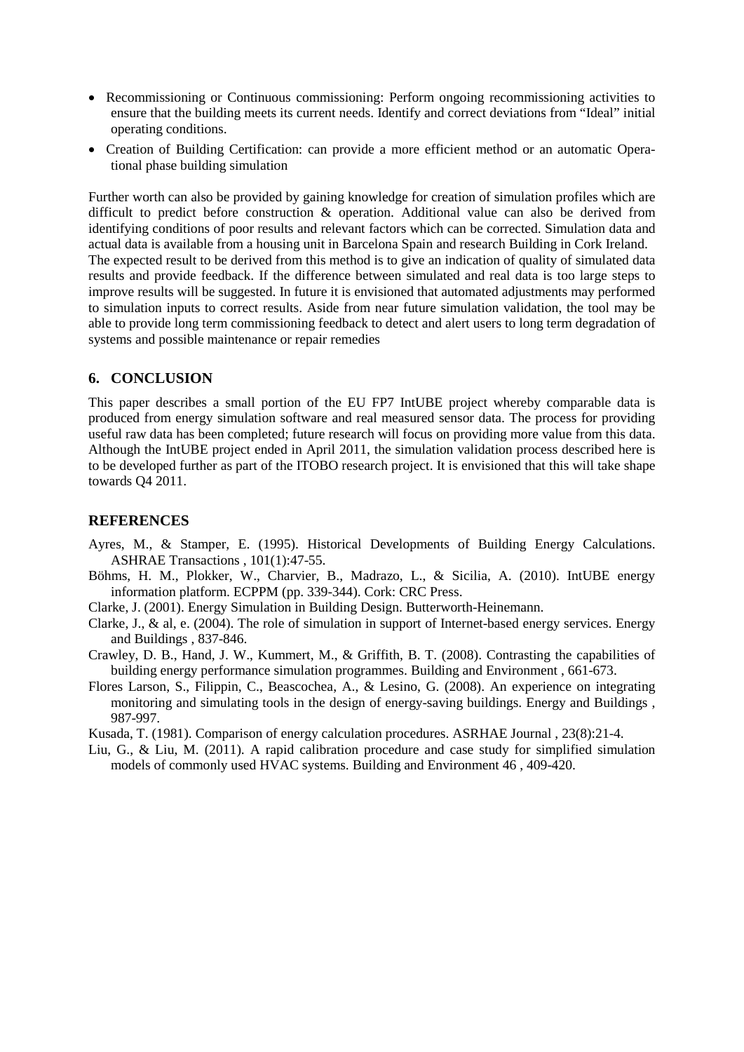- Recommissioning or Continuous commissioning: Perform ongoing recommissioning activities to ensure that the building meets its current needs. Identify and correct deviations from "Ideal" initial operating conditions.
- Creation of Building Certification: can provide a more efficient method or an automatic Operational phase building simulation

Further worth can also be provided by gaining knowledge for creation of simulation profiles which are difficult to predict before construction & operation. Additional value can also be derived from identifying conditions of poor results and relevant factors which can be corrected. Simulation data and actual data is available from a housing unit in Barcelona Spain and research Building in Cork Ireland. The expected result to be derived from this method is to give an indication of quality of simulated data results and provide feedback. If the difference between simulated and real data is too large steps to improve results will be suggested. In future it is envisioned that automated adjustments may performed to simulation inputs to correct results. Aside from near future simulation validation, the tool may be able to provide long term commissioning feedback to detect and alert users to long term degradation of systems and possible maintenance or repair remedies

## 6. CONCLUSION

This paper describes a small portion of the EU FP7 IntUBE project whereby comparable data is produced from energy simulation software and real measured sensor data. The process for providing useful raw data has been completed; future research will focus on providing more value from this data. Although the IntUBE project ended in April 2011, the simulation validation process described here is to be developed further as part of the ITOBO research project. It is envisioned that this will take shape towards Q4 2011.

## REFERENCES

Ayres, M., & Stamper, E. (1995). Historical Developments of Building Energy Calculations. ASHRAE Transactions , 101(1):47-55.

Böhms, H. M., Plokker, W., Charvier, B., Madrazo, L., & Sicilia, A. (2010). IntUBE energy information platform. ECPPM (pp. 339-344). Cork: CRC Press.

Clarke, J. (2001). Energy Simulation in Building Design. Butterworth-Heinemann.

Clarke, J., & al, e. (2004). The role of simulation in support of Internet-based energy services. Energy and Buildings , 837-846.

Crawley, D. B., Hand, J. W., Kummert, M., & Griffith, B. T. (2008). Contrasting the capabilities of building energy performance simulation programmes. Building and Environment , 661-673.

Flores Larson, S., Filippin, C., Beascochea, A., & Lesino, G. (2008). An experience on integrating monitoring and simulating tools in the design of energy-saving buildings. Energy and Buildings , 987-997.

Kusada, T. (1981). Comparison of energy calculation procedures. ASRHAE Journal , 23(8):21-4.

Liu, G., & Liu, M. (2011). A rapid calibration procedure and case study for simplified simulation models of commonly used HVAC systems. Building and Environment 46 , 409-420.